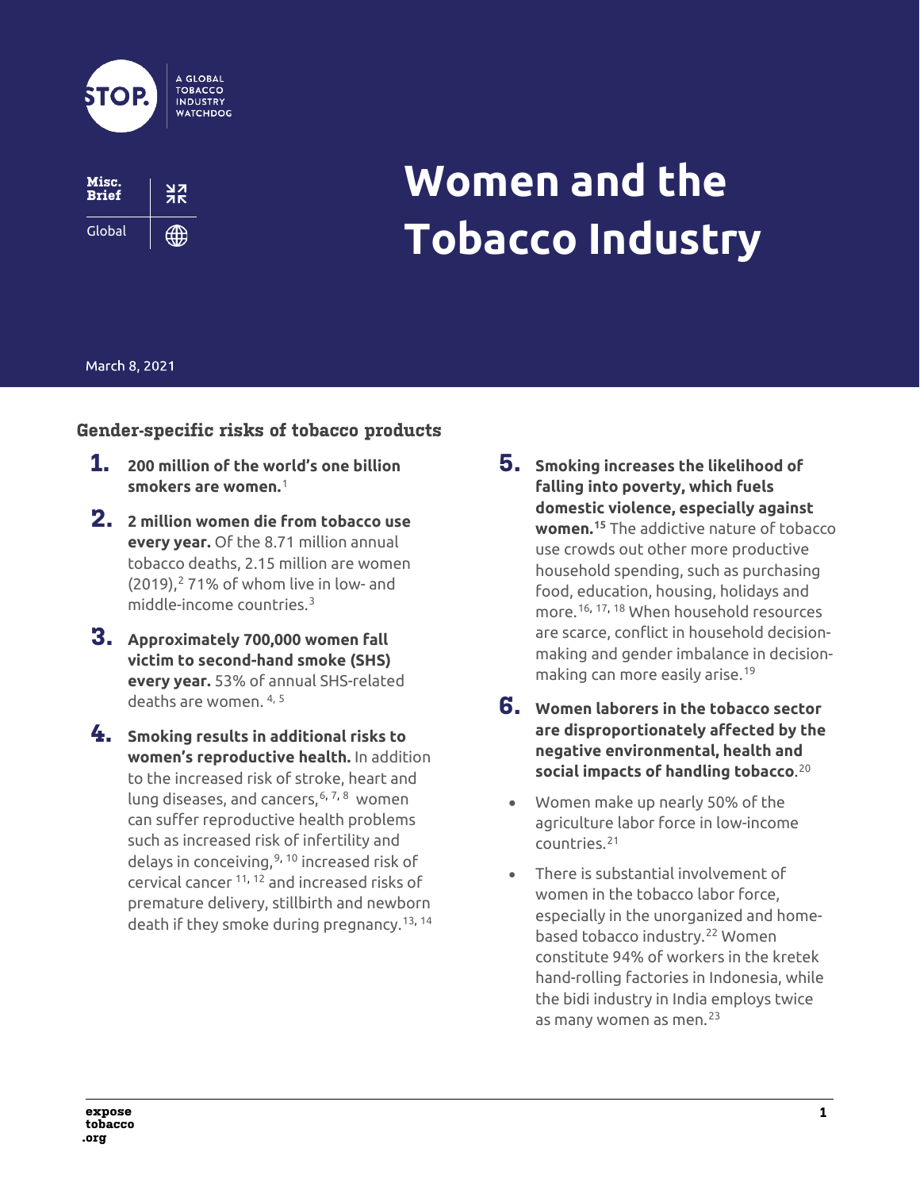STOP. A GLOBAL TOBACCO INDUSTRY WATCHDOG

Misc. Brief

Global

# Women and the Tobacco Industry

March 8, 2021

## Gender-specific risks of tobacco products

1. **200 million of the world's one billion smokers are women.**[1]

2. **2 million women die from tobacco use every year.** Of the 8.71 million annual tobacco deaths, 2.15 million are women (2019),[2] 71% of whom live in low- and middle-income countries.[3]

3. **Approximately 700,000 women fall victim to second-hand smoke (SHS) every year.** 53% of annual SHS-related deaths are women.[4, 5]

4. **Smoking results in additional risks to women's reproductive health.** In addition to the increased risk of stroke, heart and lung diseases, and cancers,[6, 7, 8] women can suffer reproductive health problems such as increased risk of infertility and delays in conceiving,[9, 10] increased risk of cervical cancer[11, 12] and increased risks of premature delivery, stillbirth and newborn death if they smoke during pregnancy.[13, 14]

5. **Smoking increases the likelihood of falling into poverty, which fuels domestic violence, especially against women.**[15] The addictive nature of tobacco use crowds out other more productive household spending, such as purchasing food, education, housing, holidays and more.[16, 17, 18] When household resources are scarce, conflict in household decision-making and gender imbalance in decision-making can more easily arise.[19]

6. **Women laborers in the tobacco sector are disproportionately affected by the negative environmental, health and social impacts of handling tobacco**.[20]

   - Women make up nearly 50% of the agriculture labor force in low-income countries.[21]
   - There is substantial involvement of women in the tobacco labor force, especially in the unorganized and home-based tobacco industry.[22] Women constitute 94% of workers in the kretek hand-rolling factories in Indonesia, while the bidi industry in India employs twice as many women as men.[23]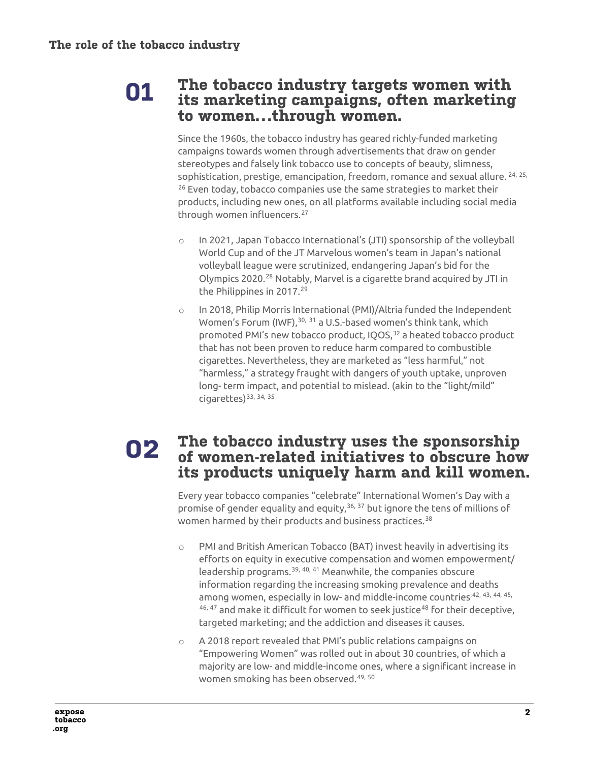## The role of the tobacco industry

### 01 The tobacco industry targets women with its marketing campaigns, often marketing to women...through women.

Since the 1960s, the tobacco industry has geared richly-funded marketing campaigns towards women through advertisements that draw on gender stereotypes and falsely link tobacco use to concepts of beauty, slimness, sophistication, prestige, emancipation, freedom, romance and sexual allure.[24, 25, 26] Even today, tobacco companies use the same strategies to market their products, including new ones, on all platforms available including social media through women influencers.[27]

- In 2021, Japan Tobacco International's (JTI) sponsorship of the volleyball World Cup and of the JT Marvelous women's team in Japan's national volleyball league were scrutinized, endangering Japan's bid for the Olympics 2020.[28] Notably, Marvel is a cigarette brand acquired by JTI in the Philippines in 2017.[29]
- In 2018, Philip Morris International (PMI)/Altria funded the Independent Women's Forum (IWF),[30, 31] a U.S.-based women's think tank, which promoted PMI's new tobacco product, IQOS,[32] a heated tobacco product that has not been proven to reduce harm compared to combustible cigarettes. Nevertheless, they are marketed as "less harmful," not "harmless," a strategy fraught with dangers of youth uptake, unproven long- term impact, and potential to mislead. (akin to the "light/mild" cigarettes)[33, 34, 35]

### 02 The tobacco industry uses the sponsorship of women-related initiatives to obscure how its products uniquely harm and kill women.

Every year tobacco companies "celebrate" International Women's Day with a promise of gender equality and equity,[36, 37] but ignore the tens of millions of women harmed by their products and business practices.[38]

- PMI and British American Tobacco (BAT) invest heavily in advertising its efforts on equity in executive compensation and women empowerment/ leadership programs.[39, 40, 41] Meanwhile, the companies obscure information regarding the increasing smoking prevalence and deaths among women, especially in low- and middle-income countries;[42, 43, 44, 45, 46, 47] and make it difficult for women to seek justice[48] for their deceptive, targeted marketing; and the addiction and diseases it causes.
- A 2018 report revealed that PMI's public relations campaigns on "Empowering Women" was rolled out in about 30 countries, of which a majority are low- and middle-income ones, where a significant increase in women smoking has been observed.[49, 50]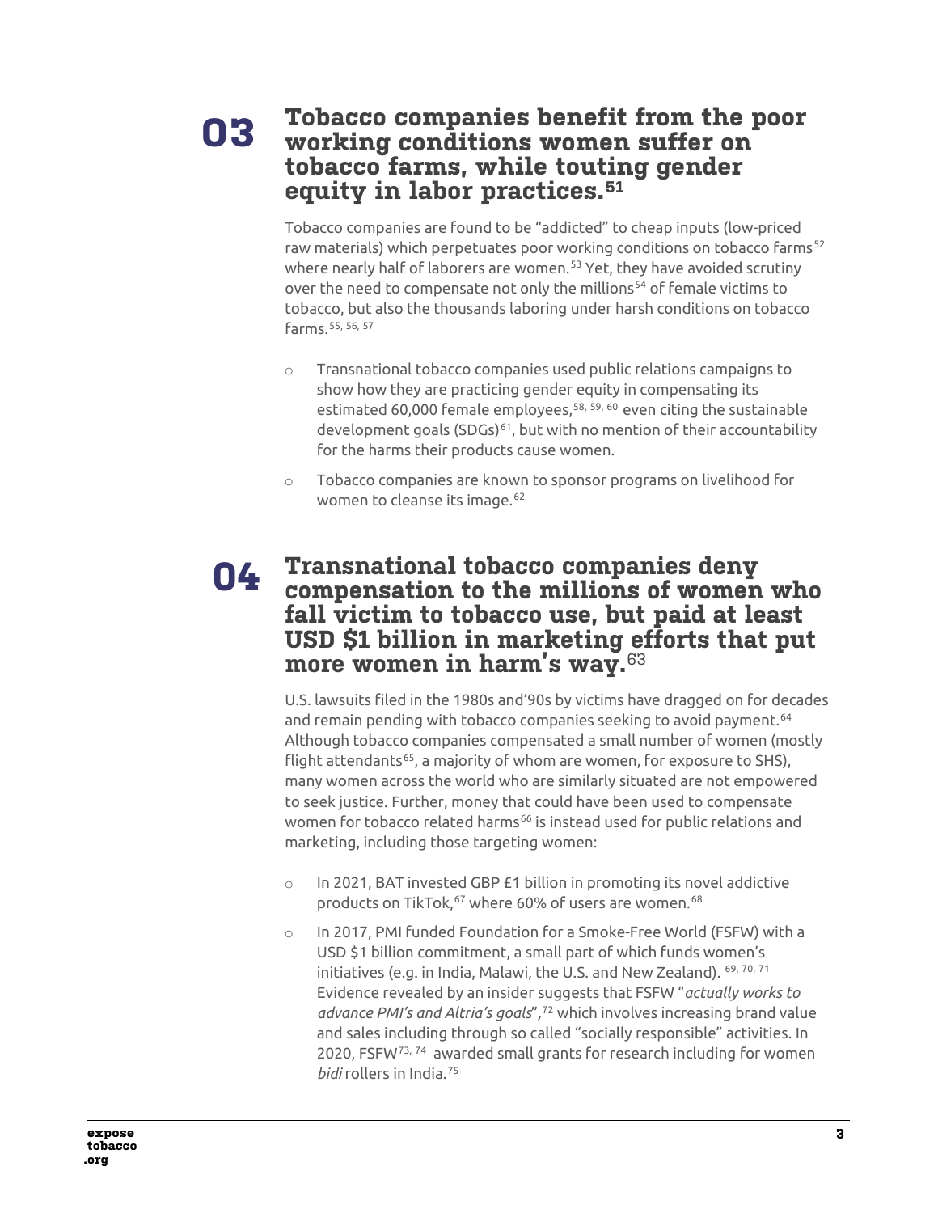## 03 Tobacco companies benefit from the poor working conditions women suffer on tobacco farms, while touting gender equity in labor practices.[51]

Tobacco companies are found to be "addicted" to cheap inputs (low-priced raw materials) which perpetuates poor working conditions on tobacco farms[52] where nearly half of laborers are women.[53] Yet, they have avoided scrutiny over the need to compensate not only the millions[54] of female victims to tobacco, but also the thousands laboring under harsh conditions on tobacco farms.[55, 56, 57]

- Transnational tobacco companies used public relations campaigns to show how they are practicing gender equity in compensating its estimated 60,000 female employees,[58, 59, 60] even citing the sustainable development goals (SDGs)[61], but with no mention of their accountability for the harms their products cause women.
- Tobacco companies are known to sponsor programs on livelihood for women to cleanse its image.[62]

## 04 Transnational tobacco companies deny compensation to the millions of women who fall victim to tobacco use, but paid at least USD $1 billion in marketing efforts that put more women in harm's way.[63]

U.S. lawsuits filed in the 1980s and'90s by victims have dragged on for decades and remain pending with tobacco companies seeking to avoid payment.[64] Although tobacco companies compensated a small number of women (mostly flight attendants[65], a majority of whom are women, for exposure to SHS), many women across the world who are similarly situated are not empowered to seek justice. Further, money that could have been used to compensate women for tobacco related harms[66] is instead used for public relations and marketing, including those targeting women:

- In 2021, BAT invested GBP £1 billion in promoting its novel addictive products on TikTok,[67] where 60% of users are women.[68]
- In 2017, PMI funded Foundation for a Smoke-Free World (FSFW) with a USD $1 billion commitment, a small part of which funds women's initiatives (e.g. in India, Malawi, the U.S. and New Zealand). [69, 70, 71] Evidence revealed by an insider suggests that FSFW "*actually works to advance PMI's and Altria's goals*",[72] which involves increasing brand value and sales including through so called "socially responsible" activities. In 2020, FSFW[73, 74] awarded small grants for research including for women *bidi* rollers in India.[75]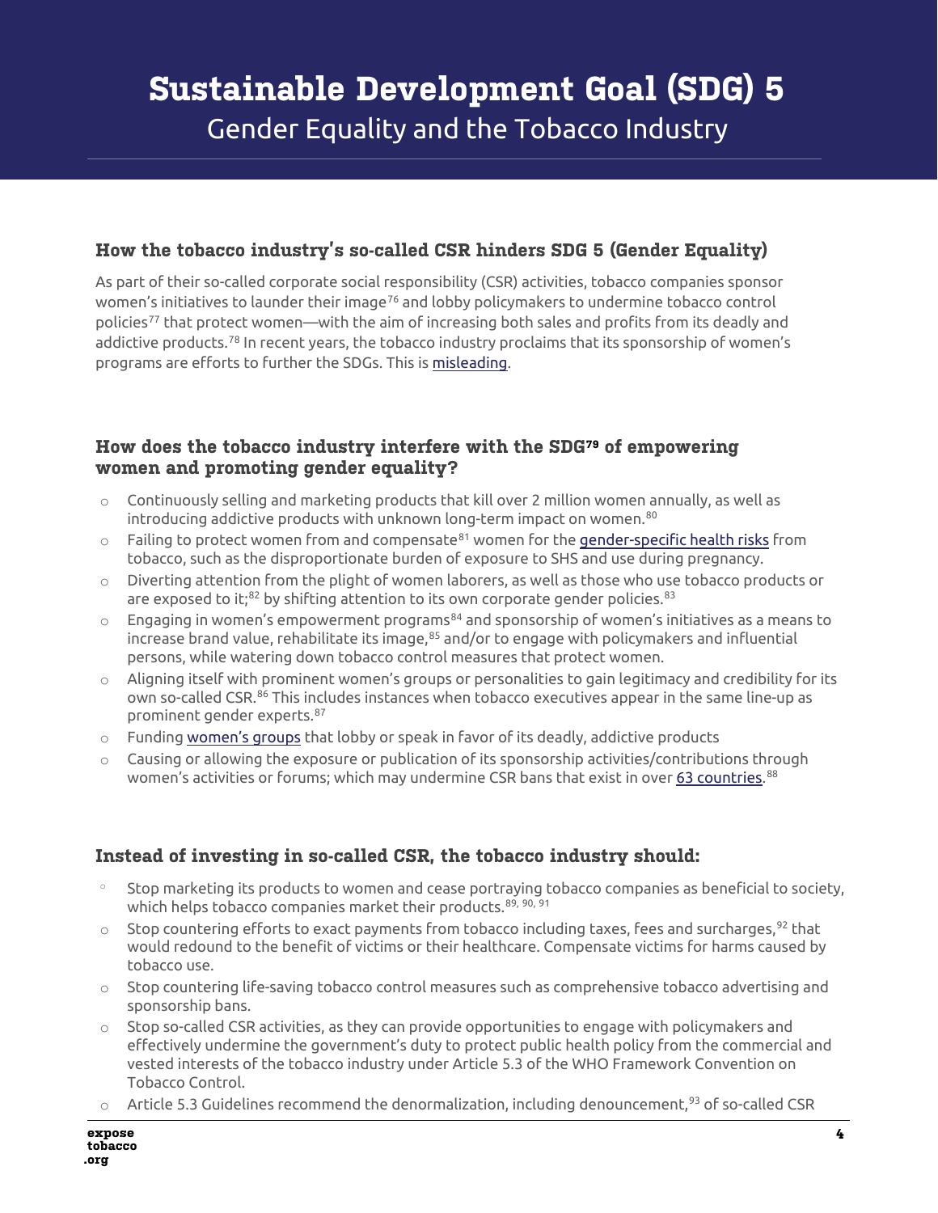# Sustainable Development Goal (SDG) 5

Gender Equality and the Tobacco Industry

## How the tobacco industry's so-called CSR hinders SDG 5 (Gender Equality)

As part of their so-called corporate social responsibility (CSR) activities, tobacco companies sponsor women's initiatives to launder their image[76] and lobby policymakers to undermine tobacco control policies[77] that protect women—with the aim of increasing both sales and profits from its deadly and addictive products.[78] In recent years, the tobacco industry proclaims that its sponsorship of women's programs are efforts to further the SDGs. This is misleading.

## How does the tobacco industry interfere with the SDG[79] of empowering women and promoting gender equality?

- Continuously selling and marketing products that kill over 2 million women annually, as well as introducing addictive products with unknown long-term impact on women.[80]
- Failing to protect women from and compensate[81] women for the gender-specific health risks from tobacco, such as the disproportionate burden of exposure to SHS and use during pregnancy.
- Diverting attention from the plight of women laborers, as well as those who use tobacco products or are exposed to it;[82] by shifting attention to its own corporate gender policies.[83]
- Engaging in women's empowerment programs[84] and sponsorship of women's initiatives as a means to increase brand value, rehabilitate its image,[85] and/or to engage with policymakers and influential persons, while watering down tobacco control measures that protect women.
- Aligning itself with prominent women's groups or personalities to gain legitimacy and credibility for its own so-called CSR.[86] This includes instances when tobacco executives appear in the same line-up as prominent gender experts.[87]
- Funding women's groups that lobby or speak in favor of its deadly, addictive products
- Causing or allowing the exposure or publication of its sponsorship activities/contributions through women's activities or forums; which may undermine CSR bans that exist in over 63 countries.[88]

## Instead of investing in so-called CSR, the tobacco industry should:

- Stop marketing its products to women and cease portraying tobacco companies as beneficial to society, which helps tobacco companies market their products.[89, 90, 91]
- Stop countering efforts to exact payments from tobacco including taxes, fees and surcharges,[92] that would redound to the benefit of victims or their healthcare. Compensate victims for harms caused by tobacco use.
- Stop countering life-saving tobacco control measures such as comprehensive tobacco advertising and sponsorship bans.
- Stop so-called CSR activities, as they can provide opportunities to engage with policymakers and effectively undermine the government's duty to protect public health policy from the commercial and vested interests of the tobacco industry under Article 5.3 of the WHO Framework Convention on Tobacco Control.
- Article 5.3 Guidelines recommend the denormalization, including denouncement,[93] of so-called CSR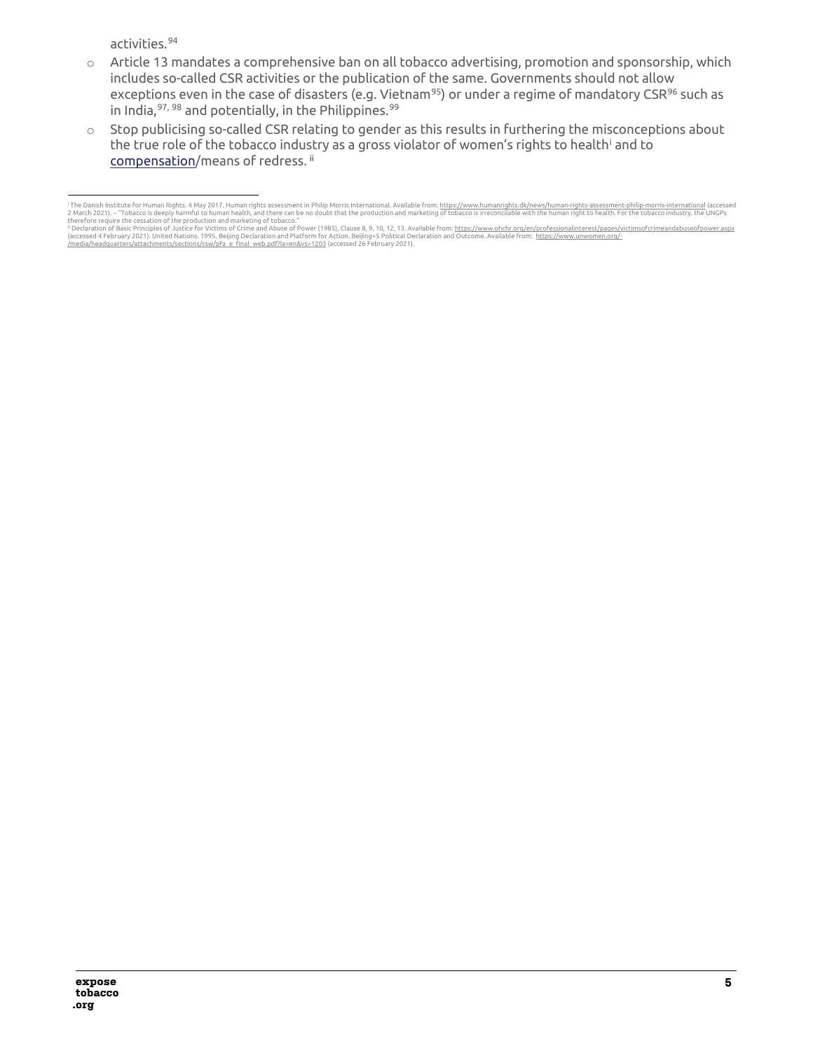activities.[94]

- Article 13 mandates a comprehensive ban on all tobacco advertising, promotion and sponsorship, which includes so-called CSR activities or the publication of the same. Governments should not allow exceptions even in the case of disasters (e.g. Vietnam[95]) or under a regime of mandatory CSR[96] such as in India,[97, 98] and potentially, in the Philippines.[99]
- Stop publicising so-called CSR relating to gender as this results in furthering the misconceptions about the true role of the tobacco industry as a gross violator of women's rights to health[i] and to compensation/means of redress.[ii]

---

[i] The Danish Institute for Human Rights. 4 May 2017. Human rights assessment in Philip Morris International. Available from: https://www.humanrights.dk/news/human-rights-assessment-philip-morris-international (accessed 2 March 2021). – "Tobacco is deeply harmful to human health, and there can be no doubt that the production and marketing of tobacco is irreconcilable with the human right to health. For the tobacco industry, the UNGPs therefore require the cessation of the production and marketing of tobacco."

[ii] Declaration of Basic Principles of Justice for Victims of Crime and Abuse of Power (1985), Clause 8, 9, 10, 12, 13. Available from: https://www.ohchr.org/en/professionalinterest/pages/victimsofcrimeandabuseofpower.aspx (accessed 4 February 2021). United Nations. 1995. Beijing Declaration and Platform for Action. Beijing+5 Political Declaration and Outcome. Available from: https://www.unwomen.org/-/media/headquarters/attachments/sections/csw/pfa_e_final_web.pdf?la=en&vs=1203 (accessed 26 February 2021).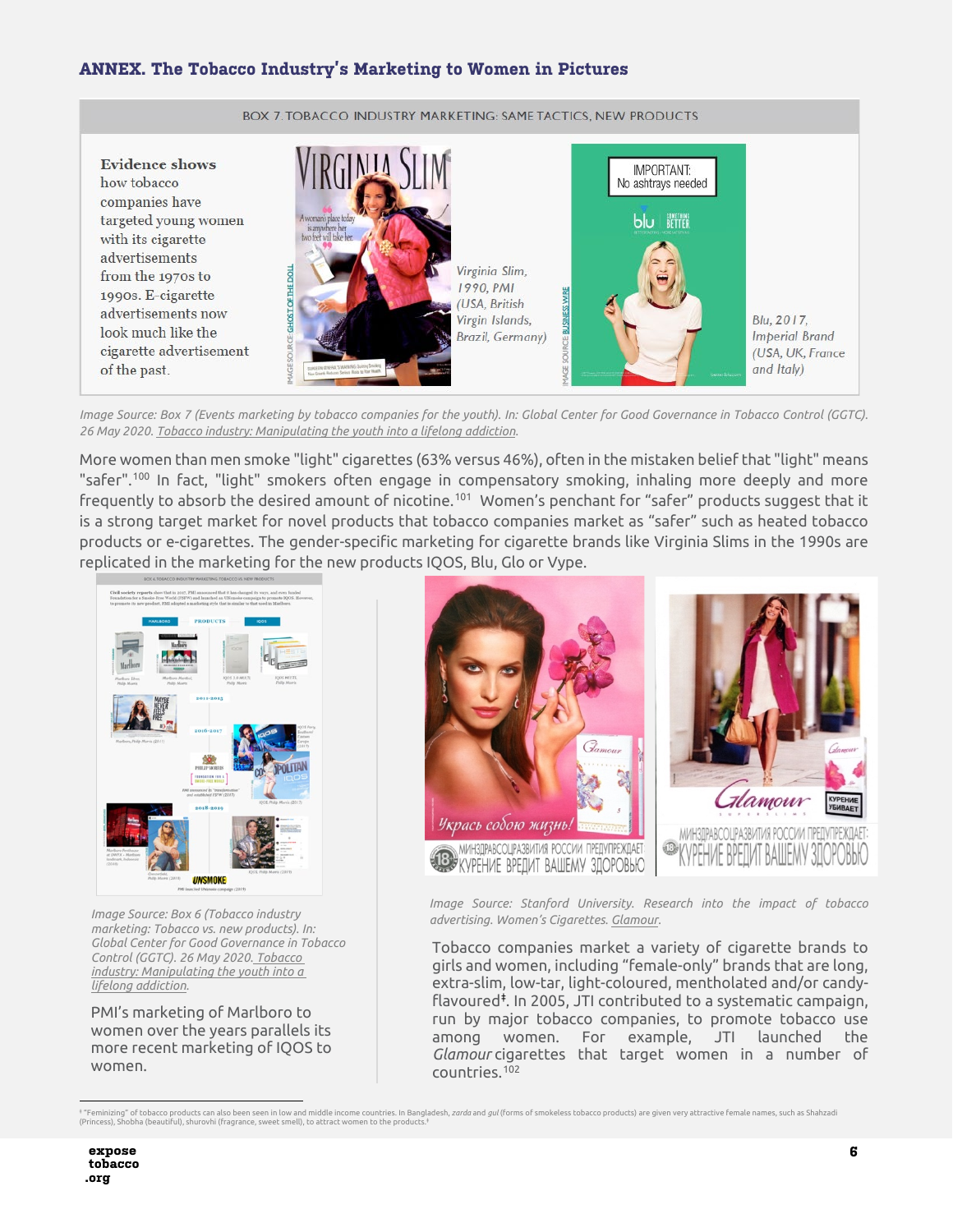## ANNEX. The Tobacco Industry's Marketing to Women in Pictures

BOX 7. TOBACCO INDUSTRY MARKETING: SAME TACTICS, NEW PRODUCTS

**Evidence shows** how tobacco companies have targeted young women with its cigarette advertisements from the 1970s to 1990s. E-cigarette advertisements now look much like the cigarette advertisement of the past.

*Virginia Slim, 1990, PMI (USA, British Virgin Islands, Brazil, Germany)*

*Blu, 2017, Imperial Brand (USA, UK, France and Italy)*

*Image Source: Box 7 (Events marketing by tobacco companies for the youth). In: Global Center for Good Governance in Tobacco Control (GGTC). 26 May 2020. Tobacco industry: Manipulating the youth into a lifelong addiction.*

More women than men smoke "light" cigarettes (63% versus 46%), often in the mistaken belief that "light" means "safer".[100] In fact, "light" smokers often engage in compensatory smoking, inhaling more deeply and more frequently to absorb the desired amount of nicotine.[101] Women's penchant for "safer" products suggest that it is a strong target market for novel products that tobacco companies market as "safer" such as heated tobacco products or e-cigarettes. The gender-specific marketing for cigarette brands like Virginia Slims in the 1990s are replicated in the marketing for the new products IQOS, Blu, Glo or Vype.

*Image Source: Box 6 (Tobacco industry marketing: Tobacco vs. new products). In: Global Center for Good Governance in Tobacco Control (GGTC). 26 May 2020. Tobacco industry: Manipulating the youth into a lifelong addiction.*

PMI's marketing of Marlboro to women over the years parallels its more recent marketing of IQOS to women.

*Image Source: Stanford University. Research into the impact of tobacco advertising. Women's Cigarettes. Glamour.*

Tobacco companies market a variety of cigarette brands to girls and women, including "female-only" brands that are long, extra-slim, low-tar, light-coloured, mentholated and/or candy-flavoured[‡]. In 2005, JTI contributed to a systematic campaign, run by major tobacco companies, to promote tobacco use among women. For example, JTI launched the *Glamour* cigarettes that target women in a number of countries.[102]

---

[‡] "Feminizing" of tobacco products can also been seen in low and middle income countries. In Bangladesh, *zarda* and *gul* (forms of smokeless tobacco products) are given very attractive female names, such as Shahzadi (Princess), Shobha (beautiful), shurovhi (fragrance, sweet smell), to attract women to the products.[‡]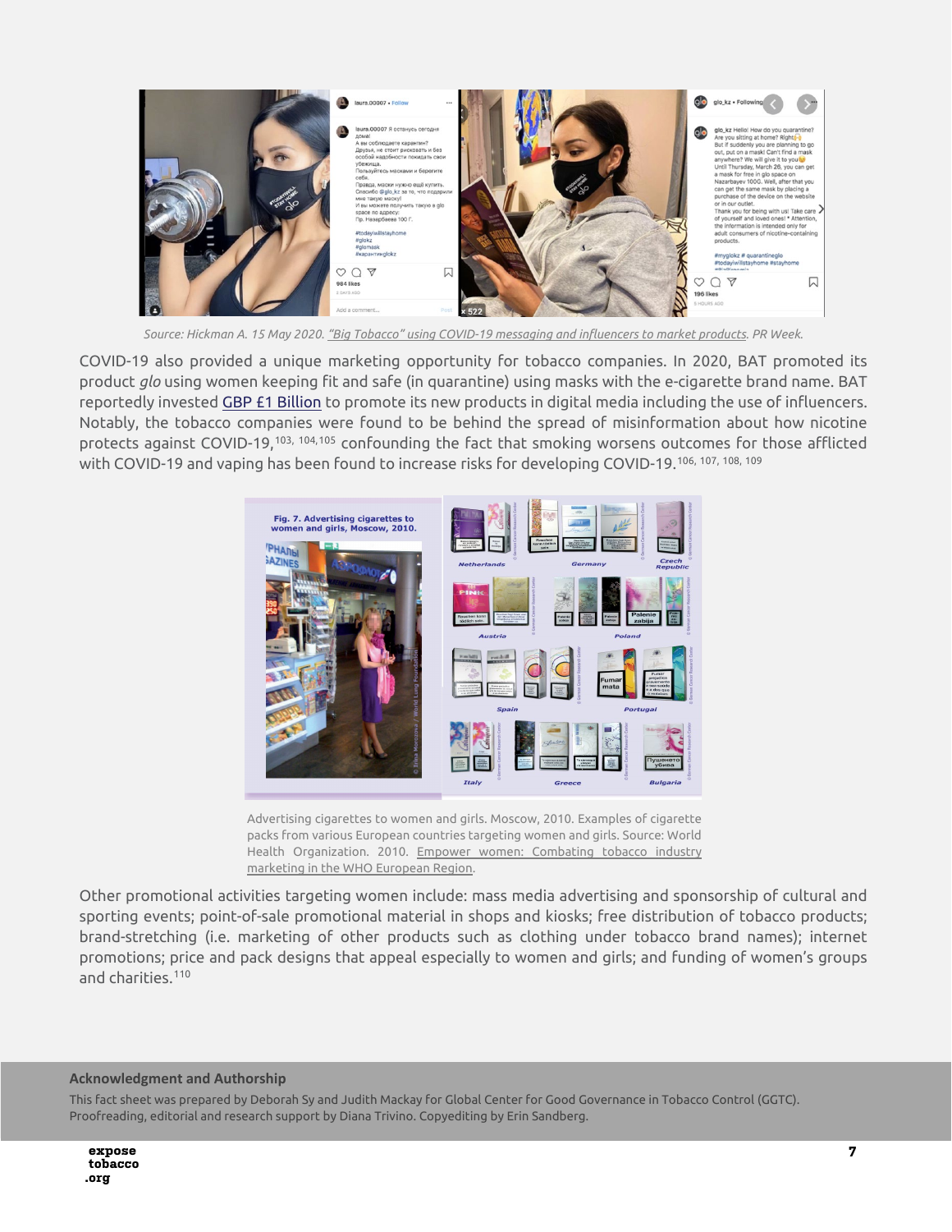Source: Hickman A. 15 May 2020. "Big Tobacco" using COVID-19 messaging and influencers to market products. PR Week.

COVID-19 also provided a unique marketing opportunity for tobacco companies. In 2020, BAT promoted its product *glo* using women keeping fit and safe (in quarantine) using masks with the e-cigarette brand name. BAT reportedly invested GBP £1 Billion to promote its new products in digital media including the use of influencers. Notably, the tobacco companies were found to be behind the spread of misinformation about how nicotine protects against COVID-19,[103, 104,105] confounding the fact that smoking worsens outcomes for those afflicted with COVID-19 and vaping has been found to increase risks for developing COVID-19.[106, 107, 108, 109]

Advertising cigarettes to women and girls. Moscow, 2010. Examples of cigarette packs from various European countries targeting women and girls. Source: World Health Organization. 2010. Empower women: Combating tobacco industry marketing in the WHO European Region.

Other promotional activities targeting women include: mass media advertising and sponsorship of cultural and sporting events; point-of-sale promotional material in shops and kiosks; free distribution of tobacco products; brand-stretching (i.e. marketing of other products such as clothing under tobacco brand names); internet promotions; price and pack designs that appeal especially to women and girls; and funding of women's groups and charities.[110]

## Acknowledgment and Authorship

This fact sheet was prepared by Deborah Sy and Judith Mackay for Global Center for Good Governance in Tobacco Control (GGTC). Proofreading, editorial and research support by Diana Trivino. Copyediting by Erin Sandberg.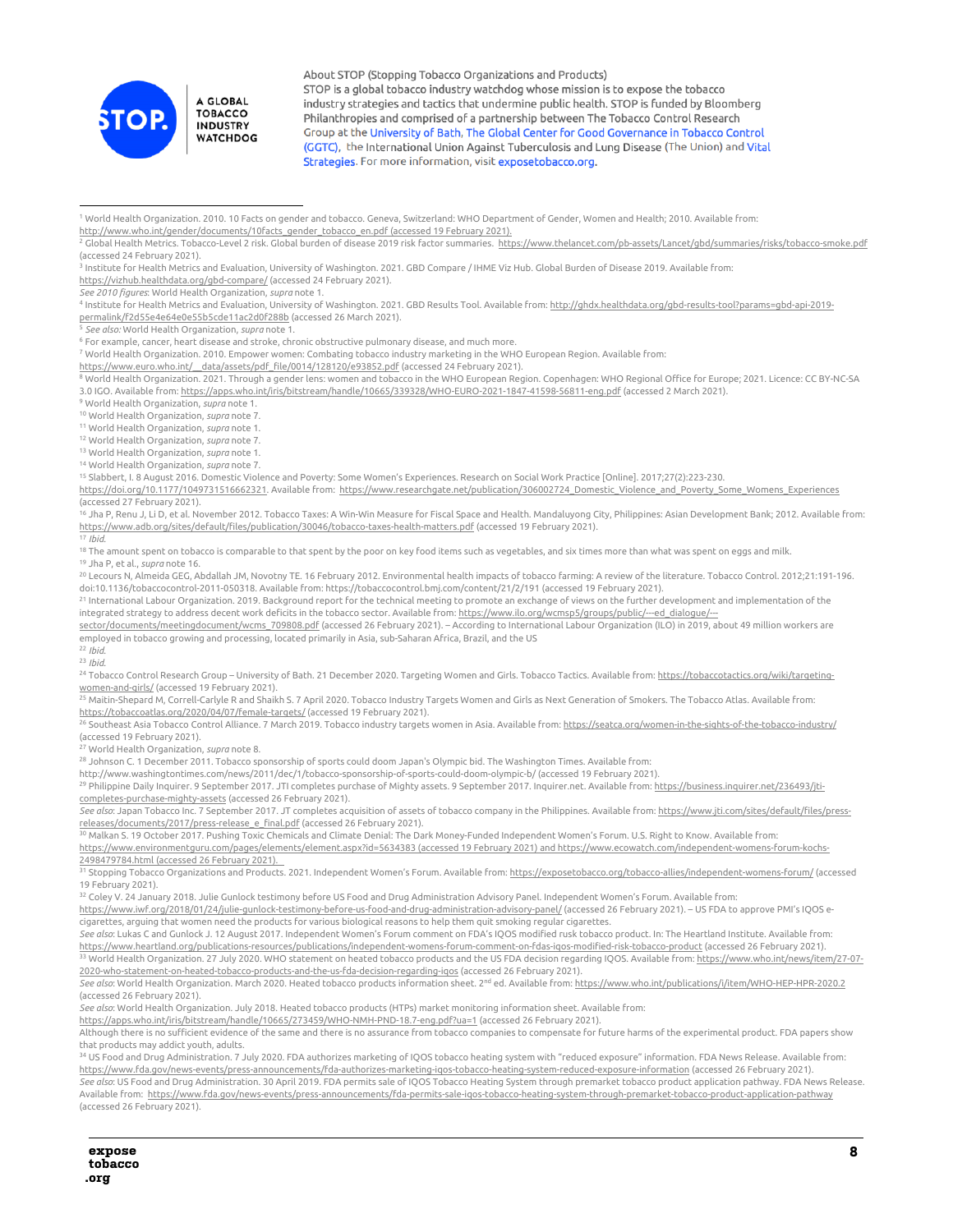About STOP (Stopping Tobacco Organizations and Products)

STOP is a global tobacco industry watchdog whose mission is to expose the tobacco industry strategies and tactics that undermine public health. STOP is funded by Bloomberg Philanthropies and comprised of a partnership between The Tobacco Control Research Group at the University of Bath, The Global Center for Good Governance in Tobacco Control (GGTC), the International Union Against Tuberculosis and Lung Disease (The Union) and Vital Strategies. For more information, visit exposetobacco.org.

---

[1] World Health Organization. 2010. 10 Facts on gender and tobacco. Geneva, Switzerland: WHO Department of Gender, Women and Health; 2010. Available from: http://www.who.int/gender/documents/10facts_gender_tobacco_en.pdf (accessed 19 February 2021).

[2] Global Health Metrics. Tobacco-Level 2 risk. Global burden of disease 2019 risk factor summaries. https://www.thelancet.com/pb-assets/Lancet/gbd/summaries/risks/tobacco-smoke.pdf (accessed 24 February 2021).

[3] Institute for Health Metrics and Evaluation, University of Washington. 2021. GBD Compare / IHME Viz Hub. Global Burden of Disease 2019. Available from: https://vizhub.healthdata.org/gbd-compare/ (accessed 24 February 2021).
*See 2010 figures*: World Health Organization, *supra* note 1.

[4] Institute for Health Metrics and Evaluation, University of Washington. 2021. GBD Results Tool. Available from: http://ghdx.healthdata.org/gbd-results-tool?params=gbd-api-2019-permalink/f2d55e4e64e0e55b5cde11ac2d0f288b (accessed 26 March 2021).

[5] *See also:* World Health Organization, *supra* note 1.

[6] For example, cancer, heart disease and stroke, chronic obstructive pulmonary disease, and much more.

[7] World Health Organization. 2010. Empower women: Combating tobacco industry marketing in the WHO European Region. Available from: https://www.euro.who.int/__data/assets/pdf_file/0014/128120/e93852.pdf (accessed 24 February 2021).

[8] World Health Organization. 2021. Through a gender lens: women and tobacco in the WHO European Region. Copenhagen: WHO Regional Office for Europe; 2021. Licence: CC BY-NC-SA 3.0 IGO. Available from: https://apps.who.int/iris/bitstream/handle/10665/339328/WHO-EURO-2021-1847-41598-56811-eng.pdf (accessed 2 March 2021).

[9] World Health Organization, *supra* note 1.

[10] World Health Organization, *supra* note 7.

[11] World Health Organization, *supra* note 1.

[12] World Health Organization, *supra* note 7.

[13] World Health Organization, *supra* note 1.

[14] World Health Organization, *supra* note 7.

[15] Slabbert, I. 8 August 2016. Domestic Violence and Poverty: Some Women's Experiences. Research on Social Work Practice [Online]. 2017;27(2):223-230. https://doi.org/10.1177/1049731516662321. Available from: https://www.researchgate.net/publication/306002724_Domestic_Violence_and_Poverty_Some_Womens_Experiences (accessed 27 February 2021).

[16] Jha P, Renu J, Li D, et al. November 2012. Tobacco Taxes: A Win-Win Measure for Fiscal Space and Health. Mandaluyong City, Philippines: Asian Development Bank; 2012. Available from: https://www.adb.org/sites/default/files/publication/30046/tobacco-taxes-health-matters.pdf (accessed 19 February 2021).

[17] *Ibid.*

[18] The amount spent on tobacco is comparable to that spent by the poor on key food items such as vegetables, and six times more than what was spent on eggs and milk.

[19] Jha P, et al., *supra* note 16.

[20] Lecours N, Almeida GEG, Abdallah JM, Novotny TE. 16 February 2012. Environmental health impacts of tobacco farming: A review of the literature. Tobacco Control. 2012;21:191-196. doi:10.1136/tobaccocontrol-2011-050318. Available from: https://tobaccocontrol.bmj.com/content/21/2/191 (accessed 19 February 2021).

[21] International Labour Organization. 2019. Background report for the technical meeting to promote an exchange of views on the further development and implementation of the integrated strategy to address decent work deficits in the tobacco sector. Available from: https://www.ilo.org/wcmsp5/groups/public/---ed_dialogue/---sector/documents/meetingdocument/wcms_709808.pdf (accessed 26 February 2021). – According to International Labour Organization (ILO) in 2019, about 49 million workers are employed in tobacco growing and processing, located primarily in Asia, sub-Saharan Africa, Brazil, and the US

[22] *Ibid.*

[23] *Ibid.*

[24] Tobacco Control Research Group – University of Bath. 21 December 2020. Targeting Women and Girls. Tobacco Tactics. Available from: https://tobaccotactics.org/wiki/targeting-women-and-girls/ (accessed 19 February 2021).

[25] Maitin-Shepard M, Correll-Carlyle R and Shaikh S. 7 April 2020. Tobacco Industry Targets Women and Girls as Next Generation of Smokers. The Tobacco Atlas. Available from: https://tobaccoatlas.org/2020/04/07/female-targets/ (accessed 19 February 2021).

[26] Southeast Asia Tobacco Control Alliance. 7 March 2019. Tobacco industry targets women in Asia. Available from: https://seatca.org/women-in-the-sights-of-the-tobacco-industry/ (accessed 19 February 2021).

[27] World Health Organization, *supra* note 8.

[28] Johnson C. 1 December 2011. Tobacco sponsorship of sports could doom Japan's Olympic bid. The Washington Times. Available from: http://www.washingtontimes.com/news/2011/dec/1/tobacco-sponsorship-of-sports-could-doom-olympic-b/ (accessed 19 February 2021).

[29] Philippine Daily Inquirer. 9 September 2017. JTI completes purchase of Mighty assets. 9 September 2017. Inquirer.net. Available from: https://business.inquirer.net/236493/jti-completes-purchase-mighty-assets (accessed 26 February 2021).
*See also*: Japan Tobacco Inc. 7 September 2017. JT completes acquisition of assets of tobacco company in the Philippines. Available from: https://www.jti.com/sites/default/files/press-releases/documents/2017/press-release_e_final.pdf (accessed 26 February 2021).

[30] Malkan S. 19 October 2017. Pushing Toxic Chemicals and Climate Denial: The Dark Money-Funded Independent Women's Forum. U.S. Right to Know. Available from: https://www.environmentguru.com/pages/elements/element.aspx?id=5634383 (accessed 19 February 2021) and https://www.ecowatch.com/independent-womens-forum-kochs-2498479784.html (accessed 26 February 2021).

[31] Stopping Tobacco Organizations and Products. 2021. Independent Women's Forum. Available from: https://exposetobacco.org/tobacco-allies/independent-womens-forum/ (accessed 19 February 2021).

[32] Coley V. 24 January 2018. Julie Gunlock testimony before US Food and Drug Administration Advisory Panel. Independent Women's Forum. Available from: https://www.iwf.org/2018/01/24/julie-gunlock-testimony-before-us-food-and-drug-administration-advisory-panel/ (accessed 26 February 2021). – US FDA to approve PMI's IQOS e-cigarettes, arguing that women need the products for various biological reasons to help them quit smoking regular cigarettes.
*See also*: Lukas C and Gunlock J. 12 August 2017. Independent Women's Forum comment on FDA's IQOS modified risk tobacco product. In: The Heartland Institute. Available from: https://www.heartland.org/publications-resources/publications/independent-womens-forum-comment-on-fdas-iqos-modified-risk-tobacco-product (accessed 26 February 2021).

[33] World Health Organization. 27 July 2020. WHO statement on heated tobacco products and the US FDA decision regarding IQOS. Available from: https://www.who.int/news/item/27-07-2020-who-statement-on-heated-tobacco-products-and-the-us-fda-decision-regarding-iqos (accessed 26 February 2021).
*See also*: World Health Organization. March 2020. Heated tobacco products information sheet. 2nd ed. Available from: https://www.who.int/publications/i/item/WHO-HEP-HPR-2020.2 (accessed 26 February 2021).
*See also*: World Health Organization. July 2018. Heated tobacco products (HTPs) market monitoring information sheet. Available from: https://apps.who.int/iris/bitstream/handle/10665/273459/WHO-NMH-PND-18.7-eng.pdf?ua=1 (accessed 26 February 2021).
Although there is no sufficient evidence of the same and there is no assurance from tobacco companies to compensate for future harms of the experimental product. FDA papers show that products may addict youth, adults.

[34] US Food and Drug Administration. 7 July 2020. FDA authorizes marketing of IQOS tobacco heating system with "reduced exposure" information. FDA News Release. Available from: https://www.fda.gov/news-events/press-announcements/fda-authorizes-marketing-iqos-tobacco-heating-system-reduced-exposure-information (accessed 26 February 2021).
*See also*: US Food and Drug Administration. 30 April 2019. FDA permits sale of IQOS Tobacco Heating System through premarket tobacco product application pathway. FDA News Release. Available from: https://www.fda.gov/news-events/press-announcements/fda-permits-sale-iqos-tobacco-heating-system-through-premarket-tobacco-product-application-pathway (accessed 26 February 2021).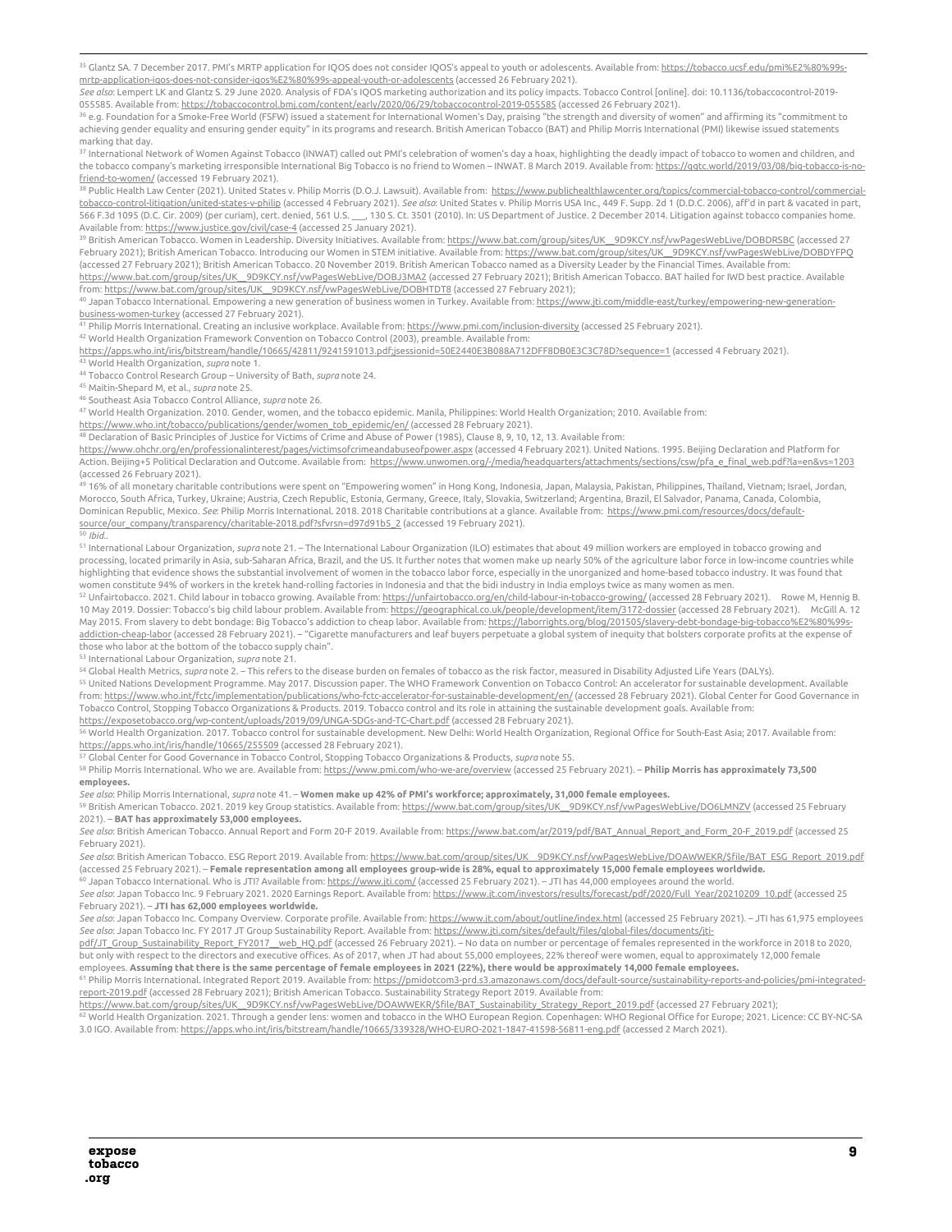[35] Glantz SA. 7 December 2017. PMI's MRTP application for IQOS does not consider IQOS's appeal to youth or adolescents. Available from: https://tobacco.ucsf.edu/pmi%E2%80%99s-mrtp-application-iqos-does-not-consider-iqos%E2%80%99s-appeal-youth-or-adolescents (accessed 26 February 2021).
*See also*: Lempert LK and Glantz S. 29 June 2020. Analysis of FDA's IQOS marketing authorization and its policy impacts. Tobacco Control [online]. doi: 10.1136/tobaccocontrol-2019-055585. Available from: https://tobaccocontrol.bmj.com/content/early/2020/06/29/tobaccocontrol-2019-055585 (accessed 26 February 2021).

[36] e.g. Foundation for a Smoke-Free World (FSFW) issued a statement for International Women's Day, praising "the strength and diversity of women" and affirming its "commitment to achieving gender equality and ensuring gender equity" in its programs and research. British American Tobacco (BAT) and Philip Morris International (PMI) likewise issued statements marking that day.

[37] International Network of Women Against Tobacco (INWAT) called out PMI's celebration of women's day a hoax, highlighting the deadly impact of tobacco to women and children, and the tobacco company's marketing irresponsible International Big Tobacco is no friend to Women – INWAT. 8 March 2019. Available from: https://ggtc.world/2019/03/08/big-tobacco-is-no-friend-to-women/ (accessed 19 February 2021).

[38] Public Health Law Center (2021). United States v. Philip Morris (D.O.J. Lawsuit). Available from: https://www.publichealthlawcenter.org/topics/commercial-tobacco-control/commercial-tobacco-control-litigation/united-states-v-philip (accessed 4 February 2021). *See also*: United States v. Philip Morris USA Inc., 449 F. Supp. 2d 1 (D.D.C. 2006), aff'd in part & vacated in part, 566 F.3d 1095 (D.C. Cir. 2009) (per curiam), cert. denied, 561 U.S. ___, 130 S. Ct. 3501 (2010). In: US Department of Justice. 2 December 2014. Litigation against tobacco companies home. Available from: https://www.justice.gov/civil/case-4 (accessed 25 January 2021).

[39] British American Tobacco. Women in Leadership. Diversity Initiatives. Available from: https://www.bat.com/group/sites/UK__9D9KCY.nsf/vwPagesWebLive/DOBDRSBC (accessed 27 February 2021); British American Tobacco. Introducing our Women in STEM initiative. Available from: https://www.bat.com/group/sites/UK__9D9KCY.nsf/vwPagesWebLive/DOBDYFPQ (accessed 27 February 2021); British American Tobacco. 20 November 2019. British American Tobacco named as a Diversity Leader by the Financial Times. Available from: https://www.bat.com/group/sites/UK__9D9KCY.nsf/vwPagesWebLive/DOBJ3MA2 (accessed 27 February 2021); British American Tobacco. BAT hailed for IWD best practice. Available from: https://www.bat.com/group/sites/UK__9D9KCY.nsf/vwPagesWebLive/DOBHTDT8 (accessed 27 February 2021);

[40] Japan Tobacco International. Empowering a new generation of business women in Turkey. Available from: https://www.jti.com/middle-east/turkey/empowering-new-generation-business-women-turkey (accessed 27 February 2021).

[41] Philip Morris International. Creating an inclusive workplace. Available from: https://www.pmi.com/inclusion-diversity (accessed 25 February 2021).

[42] World Health Organization Framework Convention on Tobacco Control (2003), preamble. Available from: https://apps.who.int/iris/bitstream/handle/10665/42811/9241591013.pdf;jsessionid=50E2440E3B088A712DFF8DB0E3C3C78D?sequence=1 (accessed 4 February 2021).

[43] World Health Organization, *supra* note 1.

[44] Tobacco Control Research Group – University of Bath, *supra* note 24.

[45] Maitin-Shepard M, et al., *supra* note 25.

[46] Southeast Asia Tobacco Control Alliance, *supra* note 26.

[47] World Health Organization. 2010. Gender, women, and the tobacco epidemic. Manila, Philippines: World Health Organization; 2010. Available from: https://www.who.int/tobacco/publications/gender/women_tob_epidemic/en/ (accessed 28 February 2021).

[48] Declaration of Basic Principles of Justice for Victims of Crime and Abuse of Power (1985), Clause 8, 9, 10, 12, 13. Available from: https://www.ohchr.org/en/professionalinterest/pages/victimsofcrimeandabuseofpower.aspx (accessed 4 February 2021). United Nations. 1995. Beijing Declaration and Platform for Action. Beijing+5 Political Declaration and Outcome. Available from: https://www.unwomen.org/-/media/headquarters/attachments/sections/csw/pfa_e_final_web.pdf?la=en&vs=1203 (accessed 26 February 2021).

[49] 16% of all monetary charitable contributions were spent on "Empowering women" in Hong Kong, Indonesia, Japan, Malaysia, Pakistan, Philippines, Thailand, Vietnam; Israel, Jordan, Morocco, South Africa, Turkey, Ukraine; Austria, Czech Republic, Estonia, Germany, Greece, Italy, Slovakia, Switzerland; Argentina, Brazil, El Salvador, Panama, Canada, Colombia, Dominican Republic, Mexico. *See*: Philip Morris International. 2018. 2018 Charitable contributions at a glance. Available from: https://www.pmi.com/resources/docs/default-source/our_company/transparency/charitable-2018.pdf?sfvrsn=d97d91b5_2 (accessed 19 February 2021).

[50] *Ibid.*.

[51] International Labour Organization, *supra* note 21. – The International Labour Organization (ILO) estimates that about 49 million workers are employed in tobacco growing and processing, located primarily in Asia, sub-Saharan Africa, Brazil, and the US. It further notes that women make up nearly 50% of the agriculture labor force in low-income countries while highlighting that evidence shows the substantial involvement of women in the tobacco labor force, especially in the unorganized and home-based tobacco industry. It was found that women constitute 94% of workers in the kretek hand-rolling factories in Indonesia and that the bidi industry in India employs twice as many women as men.

[52] Unfairtobacco. 2021. Child labour in tobacco growing. Available from: https://unfairtobacco.org/en/child-labour-in-tobacco-growing/ (accessed 28 February 2021). Rowe M, Hennig B. 10 May 2019. Dossier: Tobacco's big child labour problem. Available from: https://geographical.co.uk/people/development/item/3172-dossier (accessed 28 February 2021). McGill A. 12 May 2015. From slavery to debt bondage: Big Tobacco's addiction to cheap labor. Available from: https://laborrights.org/blog/201505/slavery-debt-bondage-big-tobacco%E2%80%99s-addiction-cheap-labor (accessed 28 February 2021). – "Cigarette manufacturers and leaf buyers perpetuate a global system of inequity that bolsters corporate profits at the expense of those who labor at the bottom of the tobacco supply chain".

[53] International Labour Organization, *supra* note 21.

[54] Global Health Metrics, *supra* note 2. – This refers to the disease burden on females of tobacco as the risk factor, measured in Disability Adjusted Life Years (DALYs).

[55] United Nations Development Programme. May 2017. Discussion paper. The WHO Framework Convention on Tobacco Control: An accelerator for sustainable development. Available from: https://www.who.int/fctc/implementation/publications/who-fctc-accelerator-for-sustainable-development/en/ (accessed 28 February 2021). Global Center for Good Governance in Tobacco Control, Stopping Tobacco Organizations & Products. 2019. Tobacco control and its role in attaining the sustainable development goals. Available from: https://exposetobacco.org/wp-content/uploads/2019/09/UNGA-SDGs-and-TC-Chart.pdf (accessed 28 February 2021).

[56] World Health Organization. 2017. Tobacco control for sustainable development. New Delhi: World Health Organization, Regional Office for South-East Asia; 2017. Available from: https://apps.who.int/iris/handle/10665/255509 (accessed 28 February 2021).

[57] Global Center for Good Governance in Tobacco Control, Stopping Tobacco Organizations & Products, *supra* note 55.

[58] Philip Morris International. Who we are. Available from: https://www.pmi.com/who-we-are/overview (accessed 25 February 2021). – **Philip Morris has approximately 73,500 employees.**
*See also*: Philip Morris International, *supra* note 41. – **Women make up 42% of PMI's workforce; approximately, 31,000 female employees.**

[59] British American Tobacco. 2021. 2019 key Group statistics. Available from: https://www.bat.com/group/sites/UK__9D9KCY.nsf/vwPagesWebLive/DO6LMNZV (accessed 25 February 2021). – **BAT has approximately 53,000 employees.**
*See also*: British American Tobacco. Annual Report and Form 20-F 2019. Available from: https://www.bat.com/ar/2019/pdf/BAT_Annual_Report_and_Form_20-F_2019.pdf (accessed 25 February 2021).
*See also*: British American Tobacco. ESG Report 2019. Available from: https://www.bat.com/group/sites/UK__9D9KCY.nsf/vwPagesWebLive/DOAWWEKR/$file/BAT_ESG_Report_2019.pdf (accessed 25 February 2021). – **Female representation among all employees group-wide is 28%, equal to approximately 15,000 female employees worldwide.**

[60] Japan Tobacco International. Who is JTI? Available from: https://www.jti.com/ (accessed 25 February 2021). – JTI has 44,000 employees around the world.
*See also*: Japan Tobacco Inc. 9 February 2021. 2020 Earnings Report. Available from: https://www.jt.com/investors/results/forecast/pdf/2020/Full_Year/20210209_10.pdf (accessed 25 February 2021). – **JTI has 62,000 employees worldwide.**
*See also*: Japan Tobacco Inc. Company Overview. Corporate profile. Available from: https://www.jt.com/about/outline/index.html (accessed 25 February 2021). – JTI has 61,975 employees
*See also*: Japan Tobacco Inc. FY 2017 JT Group Sustainability Report. Available from: https://www.jti.com/sites/default/files/global-files/documents/jti-pdf/JT_Group_Sustainability_Report_FY2017__web_HQ.pdf (accessed 26 February 2021). – No data on number or percentage of females represented in the workforce in 2018 to 2020, but only with respect to the directors and executive offices. As of 2017, when JT had about 55,000 employees, 22% thereof were women, equal to approximately 12,000 female employees. **Assuming that there is the same percentage of female employees in 2021 (22%), there would be approximately 14,000 female employees.**

[61] Philip Morris International. Integrated Report 2019. Available from: https://pmidotcom3-prd.s3.amazonaws.com/docs/default-source/sustainability-reports-and-policies/pmi-integrated-report-2019.pdf (accessed 28 February 2021); British American Tobacco. Sustainability Strategy Report 2019. Available from: https://www.bat.com/group/sites/UK__9D9KCY.nsf/vwPagesWebLive/DOAWWEKR/$file/BAT_Sustainability_Strategy_Report_2019.pdf (accessed 27 February 2021);

[62] World Health Organization. 2021. Through a gender lens: women and tobacco in the WHO European Region. Copenhagen: WHO Regional Office for Europe; 2021. Licence: CC BY-NC-SA 3.0 IGO. Available from: https://apps.who.int/iris/bitstream/handle/10665/339328/WHO-EURO-2021-1847-41598-56811-eng.pdf (accessed 2 March 2021).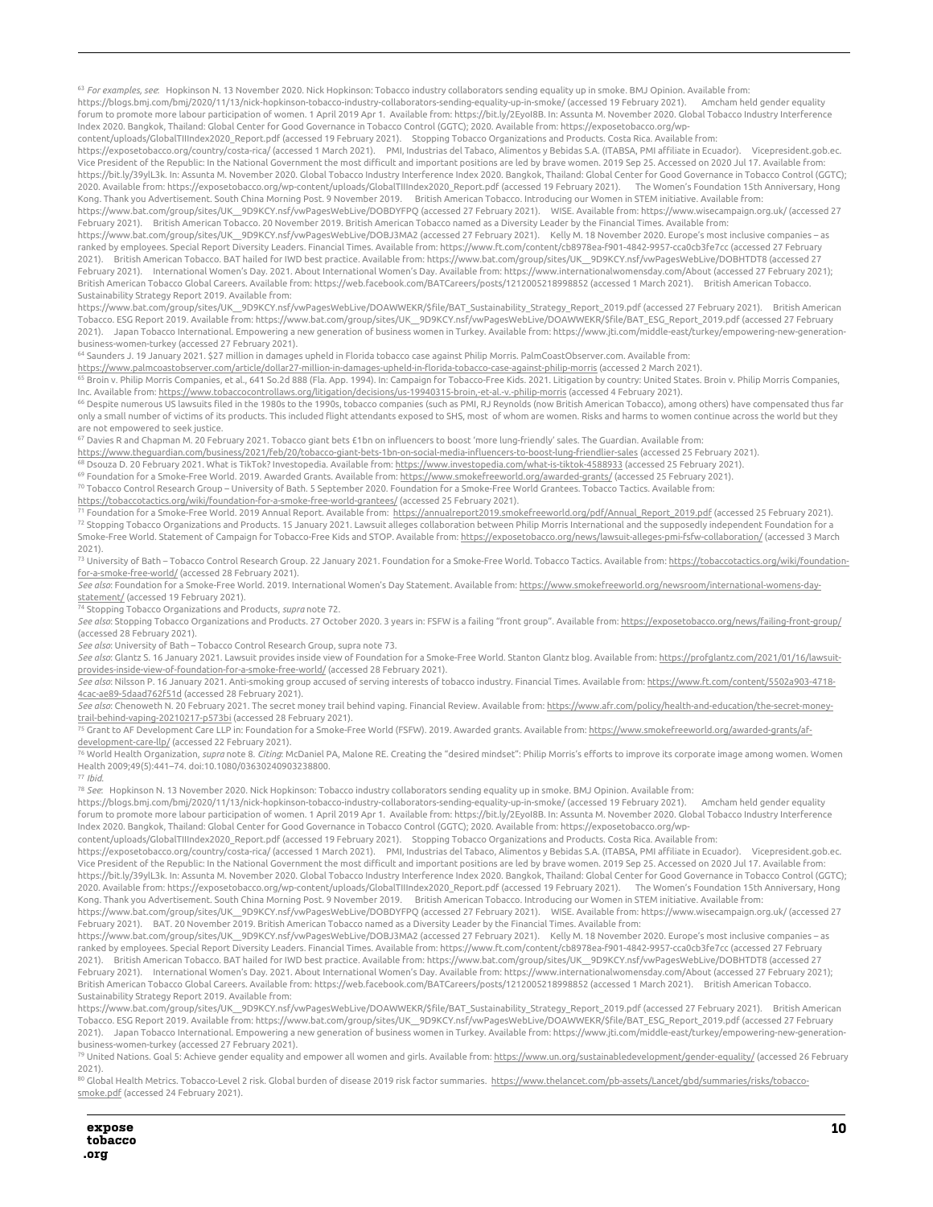[63] *For examples, see*: Hopkinson N. 13 November 2020. Nick Hopkinson: Tobacco industry collaborators sending equality up in smoke. BMJ Opinion. Available from: https://blogs.bmj.com/bmj/2020/11/13/nick-hopkinson-tobacco-industry-collaborators-sending-equality-up-in-smoke/ (accessed 19 February 2021). Amcham held gender equality forum to promote more labour participation of women. 1 April 2019 Apr 1. Available from: https://bit.ly/2EyoI8B. In: Assunta M. November 2020. Global Tobacco Industry Interference Index 2020. Bangkok, Thailand: Global Center for Good Governance in Tobacco Control (GGTC); 2020. Available from: https://exposetobacco.org/wp-content/uploads/GlobalTIIIndex2020_Report.pdf (accessed 19 February 2021). Stopping Tobacco Organizations and Products. Costa Rica. Available from: https://exposetobacco.org/country/costa-rica/ (accessed 1 March 2021). PMI, Industrias del Tabaco, Alimentos y Bebidas S.A. (ITABSA, PMI affiliate in Ecuador). Vicepresident.gob.ec. Vice President of the Republic: In the National Government the most difficult and important positions are led by brave women. 2019 Sep 25. Accessed on 2020 Jul 17. Available from: https://bit.ly/39ylL3k. In: Assunta M. November 2020. Global Tobacco Industry Interference Index 2020. Bangkok, Thailand: Global Center for Good Governance in Tobacco Control (GGTC); 2020. Available from: https://exposetobacco.org/wp-content/uploads/GlobalTIIIndex2020_Report.pdf (accessed 19 February 2021). The Women's Foundation 15th Anniversary, Hong Kong. Thank you Advertisement. South China Morning Post. 9 November 2019. British American Tobacco. Introducing our Women in STEM initiative. Available from: https://www.bat.com/group/sites/UK__9D9KCY.nsf/vwPagesWebLive/DOBDYFPQ (accessed 27 February 2021). WISE. Available from: https://www.wisecampaign.org.uk/ (accessed 27 February 2021). British American Tobacco. 20 November 2019. British American Tobacco named as a Diversity Leader by the Financial Times. Available from: https://www.bat.com/group/sites/UK__9D9KCY.nsf/vwPagesWebLive/DOBJ3MA2 (accessed 27 February 2021). Kelly M. 18 November 2020. Europe's most inclusive companies – as ranked by employees. Special Report Diversity Leaders. Financial Times. Available from: https://www.ft.com/content/cb8978ea-f901-4842-9957-cca0cb3fe7cc (accessed 27 February 2021). British American Tobacco. BAT hailed for IWD best practice. Available from: https://www.bat.com/group/sites/UK__9D9KCY.nsf/vwPagesWebLive/DOBHTDT8 (accessed 27 February 2021). International Women's Day. 2021. About International Women's Day. Available from: https://www.internationalwomensday.com/About (accessed 27 February 2021); British American Tobacco Global Careers. Available from: https://web.facebook.com/BATCareers/posts/1212005218998852 (accessed 1 March 2021). British American Tobacco. Sustainability Strategy Report 2019. Available from: https://www.bat.com/group/sites/UK__9D9KCY.nsf/vwPagesWebLive/DOAWWEKR/$file/BAT_Sustainability_Strategy_Report_2019.pdf (accessed 27 February 2021). British American Tobacco. ESG Report 2019. Available from: https://www.bat.com/group/sites/UK__9D9KCY.nsf/vwPagesWebLive/DOAWWEKR/$file/BAT_ESG_Report_2019.pdf (accessed 27 February 2021). Japan Tobacco International. Empowering a new generation of business women in Turkey. Available from: https://www.jti.com/middle-east/turkey/empowering-new-generation-business-women-turkey (accessed 27 February 2021).

[64] Saunders J. 19 January 2021. $27 million in damages upheld in Florida tobacco case against Philip Morris. PalmCoastObserver.com. Available from: https://www.palmcoastobserver.com/article/dollar27-million-in-damages-upheld-in-florida-tobacco-case-against-philip-morris (accessed 2 March 2021).

[65] Broin v. Philip Morris Companies, et al., 641 So.2d 888 (Fla. App. 1994). In: Campaign for Tobacco-Free Kids. 2021. Litigation by country: United States. Broin v. Philip Morris Companies, Inc. Available from: https://www.tobaccocontrollaws.org/litigation/decisions/us-19940315-broin,-et-al.-v.-philip-morris (accessed 4 February 2021).

[66] Despite numerous US lawsuits filed in the 1980s to the 1990s, tobacco companies (such as PMI, RJ Reynolds (now British American Tobacco), among others) have compensated thus far only a small number of victims of its products. This included flight attendants exposed to SHS, most of whom are women. Risks and harms to women continue across the world but they are not empowered to seek justice.

[67] Davies R and Chapman M. 20 February 2021. Tobacco giant bets £1bn on influencers to boost 'more lung-friendly' sales. The Guardian. Available from: https://www.theguardian.com/business/2021/feb/20/tobacco-giant-bets-1bn-on-social-media-influencers-to-boost-lung-friendlier-sales (accessed 25 February 2021).

[68] Dsouza D. 20 February 2021. What is TikTok? Investopedia. Available from: https://www.investopedia.com/what-is-tiktok-4588933 (accessed 25 February 2021).

[69] Foundation for a Smoke-Free World. 2019. Awarded Grants. Available from: https://www.smokefreeworld.org/awarded-grants/ (accessed 25 February 2021).

[70] Tobacco Control Research Group – University of Bath. 5 September 2020. Foundation for a Smoke-Free World Grantees. Tobacco Tactics. Available from: https://tobaccotactics.org/wiki/foundation-for-a-smoke-free-world-grantees/ (accessed 25 February 2021).

[71] Foundation for a Smoke-Free World. 2019 Annual Report. Available from: https://annualreport2019.smokefreeworld.org/pdf/Annual_Report_2019.pdf (accessed 25 February 2021).

[72] Stopping Tobacco Organizations and Products. 15 January 2021. Lawsuit alleges collaboration between Philip Morris International and the supposedly independent Foundation for a Smoke-Free World. Statement of Campaign for Tobacco-Free Kids and STOP. Available from: https://exposetobacco.org/news/lawsuit-alleges-pmi-fsfw-collaboration/ (accessed 3 March 2021).

[73] University of Bath – Tobacco Control Research Group. 22 January 2021. Foundation for a Smoke-Free World. Tobacco Tactics. Available from: https://tobaccotactics.org/wiki/foundation-for-a-smoke-free-world/ (accessed 28 February 2021).
*See also*: Foundation for a Smoke-Free World. 2019. International Women's Day Statement. Available from: https://www.smokefreeworld.org/newsroom/international-womens-day-statement/ (accessed 19 February 2021).

[74] Stopping Tobacco Organizations and Products, *supra* note 72.
*See also*: Stopping Tobacco Organizations and Products. 27 October 2020. 3 years in: FSFW is a failing "front group". Available from: https://exposetobacco.org/news/failing-front-group/ (accessed 28 February 2021).
*See also*: University of Bath – Tobacco Control Research Group, supra note 73.
*See also*: Glantz S. 16 January 2021. Lawsuit provides inside view of Foundation for a Smoke-Free World. Stanton Glantz blog. Available from: https://profglantz.com/2021/01/16/lawsuit-provides-inside-view-of-foundation-for-a-smoke-free-world/ (accessed 28 February 2021).
*See also*: Nilsson P. 16 January 2021. Anti-smoking group accused of serving interests of tobacco industry. Financial Times. Available from: https://www.ft.com/content/5502a903-4718-4cac-ae89-5daad762f51d (accessed 28 February 2021).
*See also*: Chenoweth N. 20 February 2021. The secret money trail behind vaping. Financial Review. Available from: https://www.afr.com/policy/health-and-education/the-secret-money-trail-behind-vaping-20210217-p573bi (accessed 28 February 2021).

[75] Grant to AF Development Care LLP in: Foundation for a Smoke-Free World (FSFW). 2019. Awarded grants. Available from: https://www.smokefreeworld.org/awarded-grants/af-development-care-llp/ (accessed 22 February 2021).

[76] World Health Organization, *supra* note 8. *Citing*: McDaniel PA, Malone RE. Creating the "desired mindset": Philip Morris's efforts to improve its corporate image among women. Women Health 2009;49(5):441–74. doi:10.1080/03630240903238800.

[77] *Ibid.*

[78] *See*: Hopkinson N. 13 November 2020. Nick Hopkinson: Tobacco industry collaborators sending equality up in smoke. BMJ Opinion. Available from: https://blogs.bmj.com/bmj/2020/11/13/nick-hopkinson-tobacco-industry-collaborators-sending-equality-up-in-smoke/ (accessed 19 February 2021). Amcham held gender equality forum to promote more labour participation of women. 1 April 2019 Apr 1. Available from: https://bit.ly/2EyoI8B. In: Assunta M. November 2020. Global Tobacco Industry Interference Index 2020. Bangkok, Thailand: Global Center for Good Governance in Tobacco Control (GGTC); 2020. Available from: https://exposetobacco.org/wp-content/uploads/GlobalTIIIndex2020_Report.pdf (accessed 19 February 2021). Stopping Tobacco Organizations and Products. Costa Rica. Available from: https://exposetobacco.org/country/costa-rica/ (accessed 1 March 2021). PMI, Industrias del Tabaco, Alimentos y Bebidas S.A. (ITABSA, PMI affiliate in Ecuador). Vicepresident.gob.ec. Vice President of the Republic: In the National Government the most difficult and important positions are led by brave women. 2019 Sep 25. Accessed on 2020 Jul 17. Available from: https://bit.ly/39ylL3k. In: Assunta M. November 2020. Global Tobacco Industry Interference Index 2020. Bangkok, Thailand: Global Center for Good Governance in Tobacco Control (GGTC); 2020. Available from: https://exposetobacco.org/wp-content/uploads/GlobalTIIIndex2020_Report.pdf (accessed 19 February 2021). The Women's Foundation 15th Anniversary, Hong Kong. Thank you Advertisement. South China Morning Post. 9 November 2019. British American Tobacco. Introducing our Women in STEM initiative. Available from: https://www.bat.com/group/sites/UK__9D9KCY.nsf/vwPagesWebLive/DOBDYFPQ (accessed 27 February 2021). WISE. Available from: https://www.wisecampaign.org.uk/ (accessed 27 February 2021). BAT. 20 November 2019. British American Tobacco named as a Diversity Leader by the Financial Times. Available from: https://www.bat.com/group/sites/UK__9D9KCY.nsf/vwPagesWebLive/DOBJ3MA2 (accessed 27 February 2021). Kelly M. 18 November 2020. Europe's most inclusive companies – as ranked by employees. Special Report Diversity Leaders. Financial Times. Available from: https://www.ft.com/content/cb8978ea-f901-4842-9957-cca0cb3fe7cc (accessed 27 February 2021). British American Tobacco. BAT hailed for IWD best practice. Available from: https://www.bat.com/group/sites/UK__9D9KCY.nsf/vwPagesWebLive/DOBHTDT8 (accessed 27 February 2021). International Women's Day. 2021. About International Women's Day. Available from: https://www.internationalwomensday.com/About (accessed 27 February 2021); British American Tobacco Global Careers. Available from: https://web.facebook.com/BATCareers/posts/1212005218998852 (accessed 1 March 2021). British American Tobacco. Sustainability Strategy Report 2019. Available from: https://www.bat.com/group/sites/UK__9D9KCY.nsf/vwPagesWebLive/DOAWWEKR/$file/BAT_Sustainability_Strategy_Report_2019.pdf (accessed 27 February 2021). British American Tobacco. ESG Report 2019. Available from: https://www.bat.com/group/sites/UK__9D9KCY.nsf/vwPagesWebLive/DOAWWEKR/$file/BAT_ESG_Report_2019.pdf (accessed 27 February 2021). Japan Tobacco International. Empowering a new generation of business women in Turkey. Available from: https://www.jti.com/middle-east/turkey/empowering-new-generation-business-women-turkey (accessed 27 February 2021).

[79] United Nations. Goal 5: Achieve gender equality and empower all women and girls. Available from: https://www.un.org/sustainabledevelopment/gender-equality/ (accessed 26 February 2021).

[80] Global Health Metrics. Tobacco-Level 2 risk. Global burden of disease 2019 risk factor summaries. https://www.thelancet.com/pb-assets/Lancet/gbd/summaries/risks/tobacco-smoke.pdf (accessed 24 February 2021).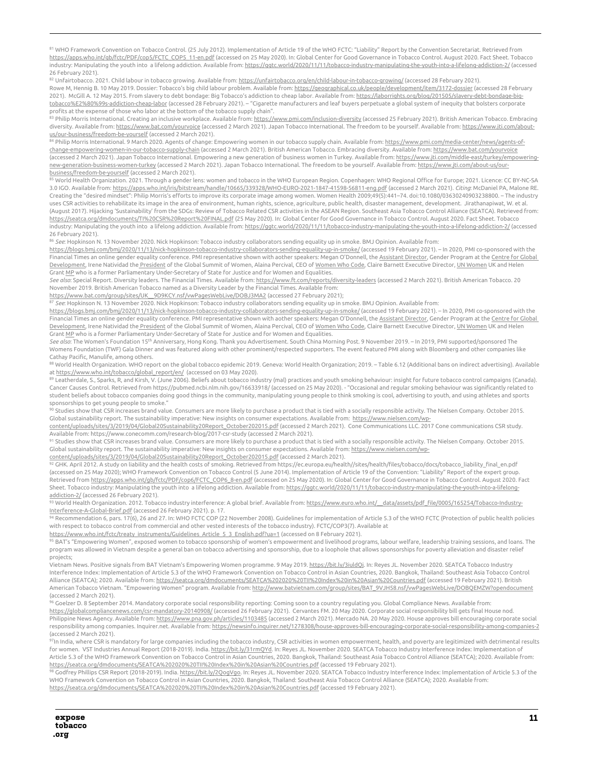[81] WHO Framework Convention on Tobacco Control. (25 July 2012). Implementation of Article 19 of the WHO FCTC: "Liability" Report by the Convention Secretariat. Retrieved from https://apps.who.int/gb/fctc/PDF/cop5/FCTC_COP5_11-en.pdf (accessed on 25 May 2020). In: Global Center for Good Governance in Tobacco Control. August 2020. Fact Sheet. Tobacco industry: Manipulating the youth into a lifelong addiction. Available from: https://ggtc.world/2020/11/11/tobacco-industry-manipulating-the-youth-into-a-lifelong-addiction-2/ (accessed 26 February 2021).

[82] Unfairtobacco. 2021. Child labour in tobacco growing. Available from: https://unfairtobacco.org/en/child-labour-in-tobacco-growing/ (accessed 28 February 2021).
Rowe M, Hennig B. 10 May 2019. Dossier: Tobacco's big child labour problem. Available from: https://geographical.co.uk/people/development/item/3172-dossier (accessed 28 February 2021). McGill A. 12 May 2015. From slavery to debt bondage: Big Tobacco's addiction to cheap labor. Available from: https://laborrights.org/blog/201505/slavery-debt-bondage-big-tobacco%E2%80%99s-addiction-cheap-labor (accessed 28 February 2021). – "Cigarette manufacturers and leaf buyers perpetuate a global system of inequity that bolsters corporate profits at the expense of those who labor at the bottom of the tobacco supply chain".

[83] Philip Morris International. Creating an inclusive workplace. Available from: https://www.pmi.com/inclusion-diversity (accessed 25 February 2021). British American Tobacco. Embracing diversity. Available from: https://www.bat.com/yourvoice (accessed 2 March 2021). Japan Tobacco International. The freedom to be yourself. Available from: https://www.jti.com/about-us/our-business/freedom-be-yourself (accessed 2 March 2021).

[84] Philip Morris International. 9 March 2020. Agents of change: Empowering women in our tobacco supply chain. Available from: https://www.pmi.com/media-center/news/agents-of-change-empowering-women-in-our-tobacco-supply-chain (accessed 2 March 2021). British American Tobacco. Embracing diversity. Available from: https://www.bat.com/yourvoice (accessed 2 March 2021). Japan Tobacco International. Empowering a new generation of business women in Turkey. Available from: https://www.jti.com/middle-east/turkey/empowering-new-generation-business-women-turkey (accessed 2 March 2021). Japan Tobacco International. The freedom to be yourself. Available from: https://www.jti.com/about-us/our-business/freedom-be-yourself (accessed 2 March 2021).

[85] World Health Organization. 2021. Through a gender lens: women and tobacco in the WHO European Region. Copenhagen: WHO Regional Office for Europe; 2021. Licence: CC BY-NC-SA 3.0 IGO. Available from: https://apps.who.int/iris/bitstream/handle/10665/339328/WHO-EURO-2021-1847-41598-56811-eng.pdf (accessed 2 March 2021). *Citing*: McDaniel PA, Malone RE. Creating the "desired mindset": Philip Morris's efforts to improve its corporate image among women. Women Health 2009;49(5):441–74. doi:10.1080/03630240903238800. – The industry uses CSR activities to rehabilitate its image in the area of environment, human rights, science, agriculture, public health, disaster management, development. Jirathanapiwat, W. et al. (August 2017). Hijacking 'Sustainability' from the SDGs: Review of Tobacco Related CSR activities in the ASEAN Region. Southeast Asia Tobacco Control Alliance (SEATCA). Retrieved from: https://seatca.org/dmdocuments/TI%20CSR%20Report%20FINAL.pdf (25 May 2020). In: Global Center for Good Governance in Tobacco Control. August 2020. Fact Sheet. Tobacco industry: Manipulating the youth into a lifelong addiction. Available from: https://ggtc.world/2020/11/11/tobacco-industry-manipulating-the-youth-into-a-lifelong-addiction-2/ (accessed 26 February 2021).

[86] *See*: Hopkinson N. 13 November 2020. Nick Hopkinson: Tobacco industry collaborators sending equality up in smoke. BMJ Opinion. Available from: https://blogs.bmj.com/bmj/2020/11/13/nick-hopkinson-tobacco-industry-collaborators-sending-equality-up-in-smoke/ (accessed 19 February 2021). – In 2020, PMI co-sponsored with the Financial Times an online gender equality conference. PMI representative shown with aother speakers: Megan O'Donnell, the Assistant Director, Gender Program at the Centre for Global Development, Irene Natividad the President of the Global Summit of Women, Alaina Percival, CEO of Women Who Code, Claire Barnett Executive Director, UN Women UK and Helen Grant MP who is a former Parliamentary Under-Secretary of State for Justice and for Women and Equalities.
*See also*: Special Report. Diversity leaders. The Financial Times. Available from: https://www.ft.com/reports/diversity-leaders (accessed 2 March 2021). British American Tobacco. 20 November 2019. British American Tobacco named as a Diversity Leader by the Financial Times. Available from: https://www.bat.com/group/sites/UK__9D9KCY.nsf/vwPagesWebLive/DOBJ3MA2 (accessed 27 February 2021);

[87] *See*: Hopkinson N. 13 November 2020. Nick Hopkinson: Tobacco industry collaborators sending equality up in smoke. BMJ Opinion. Available from: https://blogs.bmj.com/bmj/2020/11/13/nick-hopkinson-tobacco-industry-collaborators-sending-equality-up-in-smoke/ (accessed 19 February 2021). – In 2020, PMI co-sponsored with the Financial Times an online gender equality conference. PMI representative shown with aother speakers: Megan O'Donnell, the Assistant Director, Gender Program at the Centre for Global Development, Irene Natividad the President of the Global Summit of Women, Alaina Percival, CEO of Women Who Code, Claire Barnett Executive Director, UN Women UK and Helen Grant MP who is a former Parliamentary Under-Secretary of State for Justice and for Women and Equalities.
*See also*: The Women's Foundation 15th Anniversary, Hong Kong. Thank you Advertisement. South China Morning Post. 9 November 2019. – In 2019, PMI supported/sponsored The Womens Foundation (TWF) Gala Dinner and was featured along with other prominent/respected supporters. The event featured PMI along with Bloomberg and other companies like Cathay Pacific, Manulife, among others.

[88] World Health Organization. WHO report on the global tobacco epidemic 2019. Geneva: World Health Organization; 2019. – Table 6.12 (Additional bans on indirect advertising). Available at https://www.who.int/tobacco/global_report/en/ (accessed on 03 May 2020).

[89] Leatherdale, S., Sparks, R, and Kirsh, V. (June 2006). Beliefs about tobacco industry (mal) practices and youth smoking behaviour: insight for future tobacco control campaigns (Canada). Cancer Causes Control. Retrieved from https://pubmed.ncbi.nlm.nih.gov/16633918/ (accessed on 25 May 2020). - "Occasional and regular smoking behaviour was significantly related to student beliefs about tobacco companies doing good things in the community, manipulating young people to think smoking is cool, advertising to youth, and using athletes and sports sponsorships to get young people to smoke."

[90] Studies show that CSR increases brand value. Consumers are more likely to purchase a product that is tied with a socially responsible activity. The Nielsen Company. October 2015. Global sustainability report. The sustainability imperative: New insights on consumer expectations. Available from: https://www.nielsen.com/wp-content/uploads/sites/3/2019/04/Global20Sustainability20Report_October202015.pdf (accessed 2 March 2021). Cone Communications LLC. 2017 Cone communications CSR study. Available from: https://www.conecomm.com/research-blog/2017-csr-study (accessed 2 March 2021).

[91] Studies show that CSR increases brand value. Consumers are more likely to purchase a product that is tied with a socially responsible activity. The Nielsen Company. October 2015. Global sustainability report. The sustainability imperative: New insights on consumer expectations. Available from: https://www.nielsen.com/wp-content/uploads/sites/3/2019/04/Global20Sustainability20Report_October202015.pdf (accessed 2 March 2021).

[92] GHK. April 2012. A study on liability and the health costs of smoking. Retrieved from https://ec.europa.eu/health//sites/health/files/tobacco/docs/tobacco_liability_final_en.pdf (accessed on 25 May 2020); WHO Framework Convention on Tobacco Control (5 June 2014). Implementation of Article 19 of the Convention: "Liability" Report of the expert group. Retrieved from https://apps.who.int/gb/fctc/PDF/cop6/FCTC_COP6_8-en.pdf (accessed on 25 May 2020). In: Global Center for Good Governance in Tobacco Control. August 2020. Fact Sheet. Tobacco industry: Manipulating the youth into a lifelong addiction. Available from: https://ggtc.world/2020/11/11/tobacco-industry-manipulating-the-youth-into-a-lifelong-addiction-2/ (accessed 26 February 2021).

[93] World Health Organization. 2012. Tobacco industry interference: A global brief. Available from: https://www.euro.who.int/__data/assets/pdf_file/0005/165254/Tobacco-Industry-Interference-A-Global-Brief.pdf (accessed 26 February 2021). p. 17.

[94] Recommendation 6, pars. 17(6), 26 and 27. In: WHO FCTC COP (22 November 2008). Guidelines for implementation of Article 5.3 of the WHO FCTC (Protection of public health policies with respect to tobacco control from commercial and other vested interests of the tobacco industry). FCTC/COP3(7). Available at https://www.who.int/fctc/treaty_instruments/Guidelines_Article_5_3_English.pdf?ua=1 (accessed on 8 February 2021).

[95] BAT's "Empowering Women", exposed women to tobacco sponsorship of women's empowerment and livelihood programs, labour welfare, leadership training sessions, and loans. The program was allowed in Vietnam despite a general ban on tobacco advertising and sponsorship, due to a loophole that allows sponsorships for poverty alleviation and disaster relief projects;
Vietnam News. Positive signals from BAT Vietnam's Empowering Women programme. 9 May 2019. https://bit.ly/3iuldQj. In: Reyes JL. November 2020. SEATCA Tobacco Industry Interference Index: Implementation of Article 5.3 of the WHO Framework Convention on Tobacco Control in Asian Countries, 2020. Bangkok, Thailand: Southeast Asia Tobacco Control Alliance (SEATCA); 2020. Available from: https://seatca.org/dmdocuments/SEATCA%202020%20TII%20Index%20in%20Asian%20Countries.pdf (accessed 19 February 2021). British American Tobacco Vietnam. "Empowering Women" program. Available from: http://www.batvietnam.com/group/sites/BAT_9VJH58.nsf/vwPagesWebLive/DOBQEMZW?opendocument (accessed 2 March 2021).

[96] Goelzer D. 8 September 2014. Mandatory corporate social responsibility reporting: Coming soon to a country regulating you. Global Compliance News. Available from: https://globalcompliancenews.com/csr-mandatory-20140908/ (accessed 26 February 2021). Cervantes FM. 20 May 2020. Corporate social responsibility bill gets final House nod. Philippine News Agency. Available from: https://www.pna.gov.ph/articles/1103485 (accessed 2 March 2021). Mercado NA. 20 May 2020. House approves bill encouraging corporate social responsibility among companies. Inquirer.net. Available from: https://newsinfo.inquirer.net/1278308/house-approves-bill-encouraging-corporate-social-responsibility-among-companies-2 (accessed 2 March 2021).

[97] In India, where CSR is mandatory for large companies including the tobacco industry, CSR activities in women empowerment, health, and poverty are legitimized with detrimental results for women. VST Industries Annual Report (2018-2019). India. https://bit.ly/31rmQYd. In: Reyes JL. November 2020. SEATCA Tobacco Industry Interference Index: Implementation of Article 5.3 of the WHO Framework Convention on Tobacco Control in Asian Countries, 2020. Bangkok, Thailand: Southeast Asia Tobacco Control Alliance (SEATCA); 2020. Available from: https://seatca.org/dmdocuments/SEATCA%202020%20TII%20Index%20in%20Asian%20Countries.pdf (accessed 19 February 2021).

[98] Godfrey Phillips CSR Report (2018-2019). India. https://bit.ly/2QogVgo. In: Reyes JL. November 2020. SEATCA Tobacco Industry Interference Index: Implementation of Article 5.3 of the WHO Framework Convention on Tobacco Control in Asian Countries, 2020. Bangkok, Thailand: Southeast Asia Tobacco Control Alliance (SEATCA); 2020. Available from: https://seatca.org/dmdocuments/SEATCA%202020%20TII%20Index%20in%20Asian%20Countries.pdf (accessed 19 February 2021).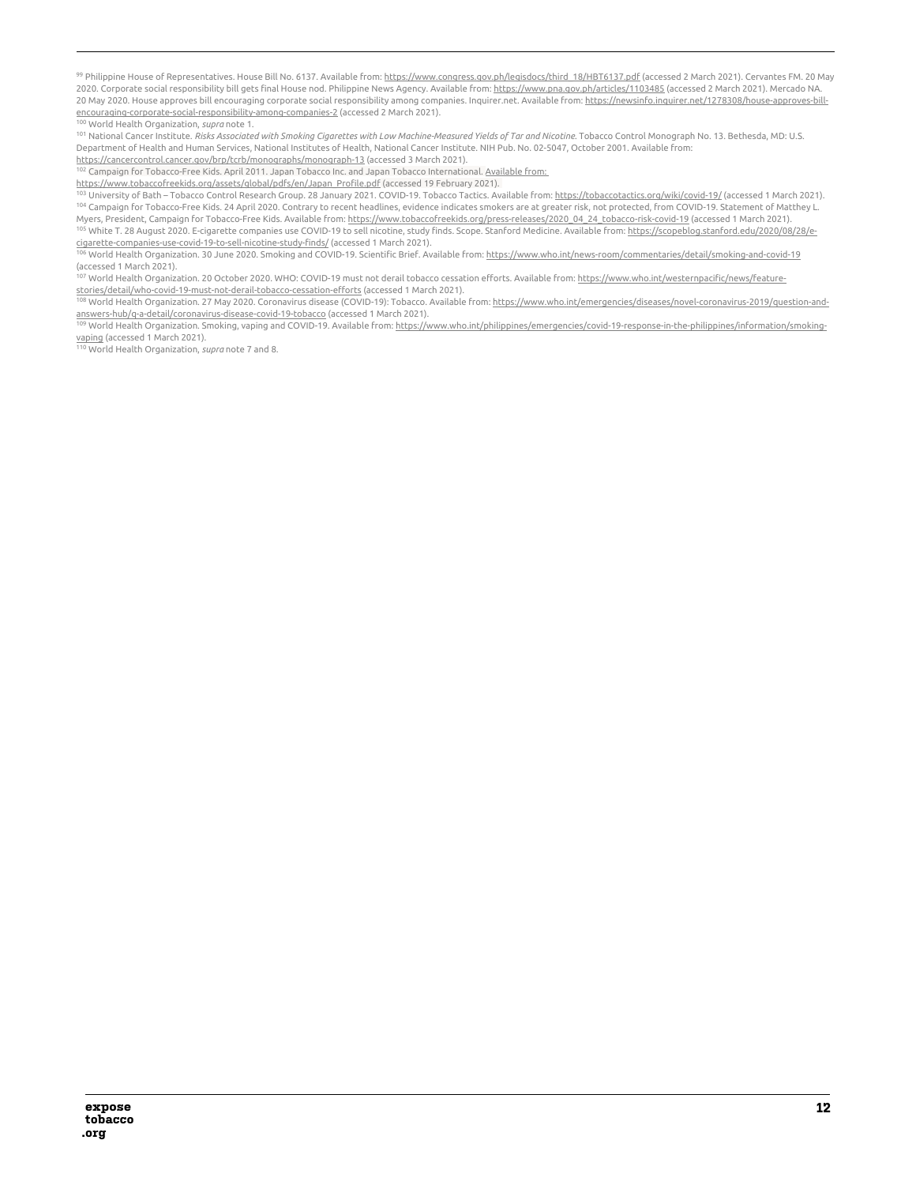[99] Philippine House of Representatives. House Bill No. 6137. Available from: https://www.congress.gov.ph/legisdocs/third_18/HBT6137.pdf (accessed 2 March 2021). Cervantes FM. 20 May 2020. Corporate social responsibility bill gets final House nod. Philippine News Agency. Available from: https://www.pna.gov.ph/articles/1103485 (accessed 2 March 2021). Mercado NA. 20 May 2020. House approves bill encouraging corporate social responsibility among companies. Inquirer.net. Available from: https://newsinfo.inquirer.net/1278308/house-approves-bill-encouraging-corporate-social-responsibility-among-companies-2 (accessed 2 March 2021).

[100] World Health Organization, *supra* note 1.

[101] National Cancer Institute. *Risks Associated with Smoking Cigarettes with Low Machine-Measured Yields of Tar and Nicotine.* Tobacco Control Monograph No. 13. Bethesda, MD: U.S. Department of Health and Human Services, National Institutes of Health, National Cancer Institute. NIH Pub. No. 02-5047, October 2001. Available from: https://cancercontrol.cancer.gov/brp/tcrb/monographs/monograph-13 (accessed 3 March 2021).

[102] Campaign for Tobacco-Free Kids. April 2011. Japan Tobacco Inc. and Japan Tobacco International. Available from: https://www.tobaccofreekids.org/assets/global/pdfs/en/Japan_Profile.pdf (accessed 19 February 2021).

[103] University of Bath – Tobacco Control Research Group. 28 January 2021. COVID-19. Tobacco Tactics. Available from: https://tobaccotactics.org/wiki/covid-19/ (accessed 1 March 2021).

[104] Campaign for Tobacco-Free Kids. 24 April 2020. Contrary to recent headlines, evidence indicates smokers are at greater risk, not protected, from COVID-19. Statement of Matthey L. Myers, President, Campaign for Tobacco-Free Kids. Available from: https://www.tobaccofreekids.org/press-releases/2020_04_24_tobacco-risk-covid-19 (accessed 1 March 2021).

[105] White T. 28 August 2020. E-cigarette companies use COVID-19 to sell nicotine, study finds. Scope. Stanford Medicine. Available from: https://scopeblog.stanford.edu/2020/08/28/e-cigarette-companies-use-covid-19-to-sell-nicotine-study-finds/ (accessed 1 March 2021).

[106] World Health Organization. 30 June 2020. Smoking and COVID-19. Scientific Brief. Available from: https://www.who.int/news-room/commentaries/detail/smoking-and-covid-19 (accessed 1 March 2021).

[107] World Health Organization. 20 October 2020. WHO: COVID-19 must not derail tobacco cessation efforts. Available from: https://www.who.int/westernpacific/news/feature-stories/detail/who-covid-19-must-not-derail-tobacco-cessation-efforts (accessed 1 March 2021).

[108] World Health Organization. 27 May 2020. Coronavirus disease (COVID-19): Tobacco. Available from: https://www.who.int/emergencies/diseases/novel-coronavirus-2019/question-and-answers-hub/q-a-detail/coronavirus-disease-covid-19-tobacco (accessed 1 March 2021).

[109] World Health Organization. Smoking, vaping and COVID-19. Available from: https://www.who.int/philippines/emergencies/covid-19-response-in-the-philippines/information/smoking-vaping (accessed 1 March 2021).

[110] World Health Organization, *supra* note 7 and 8.